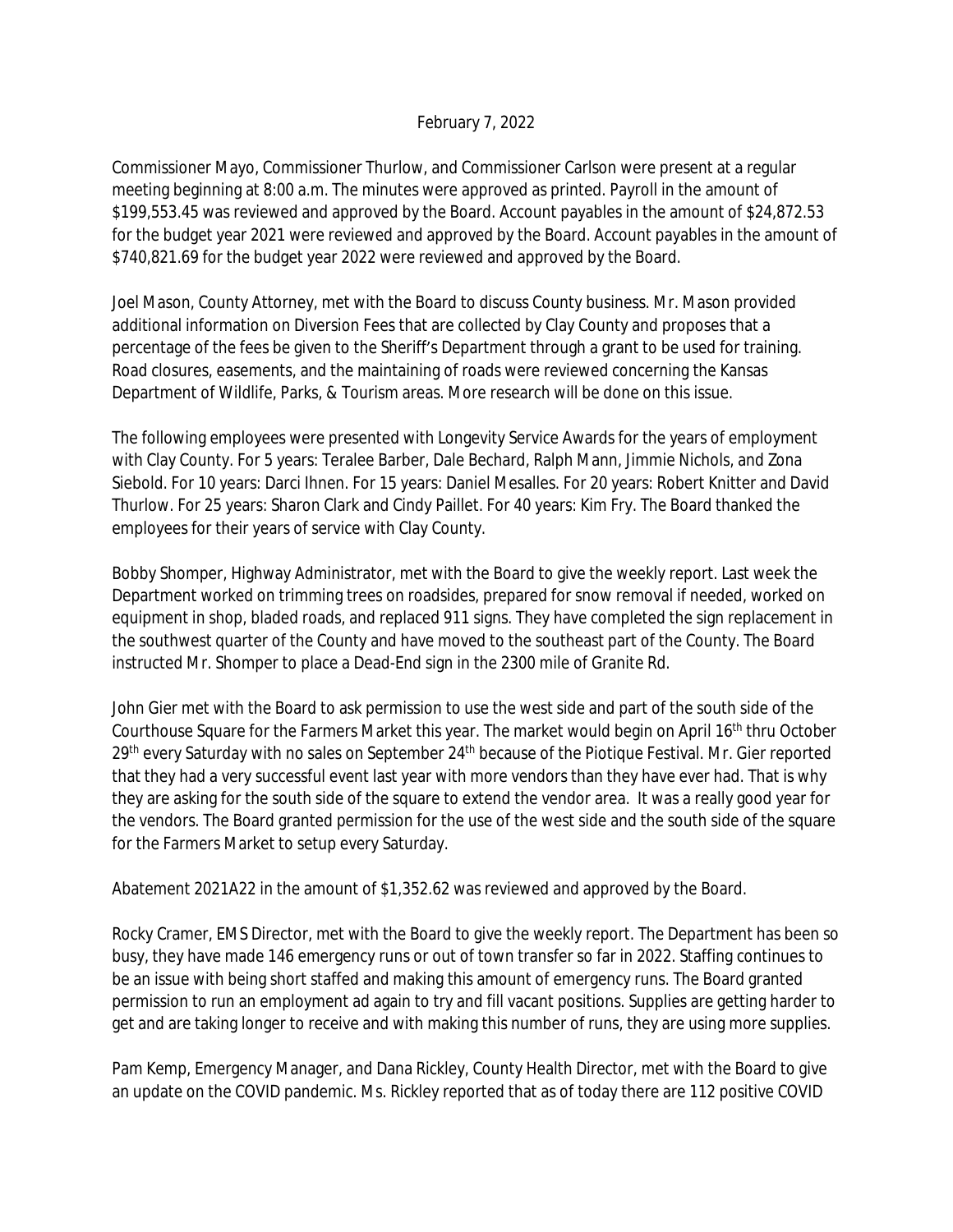February 7, 2022

Commissioner Mayo, Commissioner Thurlow, and Commissioner Carlson were present at a regular meeting beginning at 8:00 a.m. The minutes were approved as printed. Payroll in the amount of $199,553.45 was reviewed and approved by the Board. Account payables in the amount of $24,872.53 for the budget year 2021 were reviewed and approved by the Board. Account payables in the amount of $740,821.69 for the budget year 2022 were reviewed and approved by the Board.

Joel Mason, County Attorney, met with the Board to discuss County business. Mr. Mason provided additional information on Diversion Fees that are collected by Clay County and proposes that a percentage of the fees be given to the Sheriff's Department through a grant to be used for training. Road closures, easements, and the maintaining of roads were reviewed concerning the Kansas Department of Wildlife, Parks, & Tourism areas. More research will be done on this issue.

The following employees were presented with Longevity Service Awards for the years of employment with Clay County. For 5 years: Teralee Barber, Dale Bechard, Ralph Mann, Jimmie Nichols, and Zona Siebold. For 10 years: Darci Ihnen. For 15 years: Daniel Mesalles. For 20 years: Robert Knitter and David Thurlow. For 25 years: Sharon Clark and Cindy Paillet. For 40 years: Kim Fry. The Board thanked the employees for their years of service with Clay County.

Bobby Shomper, Highway Administrator, met with the Board to give the weekly report. Last week the Department worked on trimming trees on roadsides, prepared for snow removal if needed, worked on equipment in shop, bladed roads, and replaced 911 signs. They have completed the sign replacement in the southwest quarter of the County and have moved to the southeast part of the County. The Board instructed Mr. Shomper to place a Dead-End sign in the 2300 mile of Granite Rd.

John Gier met with the Board to ask permission to use the west side and part of the south side of the Courthouse Square for the Farmers Market this year. The market would begin on April 16th thru October 29th every Saturday with no sales on September 24th because of the Piotique Festival. Mr. Gier reported that they had a very successful event last year with more vendors than they have ever had. That is why they are asking for the south side of the square to extend the vendor area. It was a really good year for the vendors. The Board granted permission for the use of the west side and the south side of the square for the Farmers Market to setup every Saturday.

Abatement 2021A22 in the amount of $1,352.62 was reviewed and approved by the Board.

Rocky Cramer, EMS Director, met with the Board to give the weekly report. The Department has been so busy, they have made 146 emergency runs or out of town transfer so far in 2022. Staffing continues to be an issue with being short staffed and making this amount of emergency runs. The Board granted permission to run an employment ad again to try and fill vacant positions. Supplies are getting harder to get and are taking longer to receive and with making this number of runs, they are using more supplies.

Pam Kemp, Emergency Manager, and Dana Rickley, County Health Director, met with the Board to give an update on the COVID pandemic. Ms. Rickley reported that as of today there are 112 positive COVID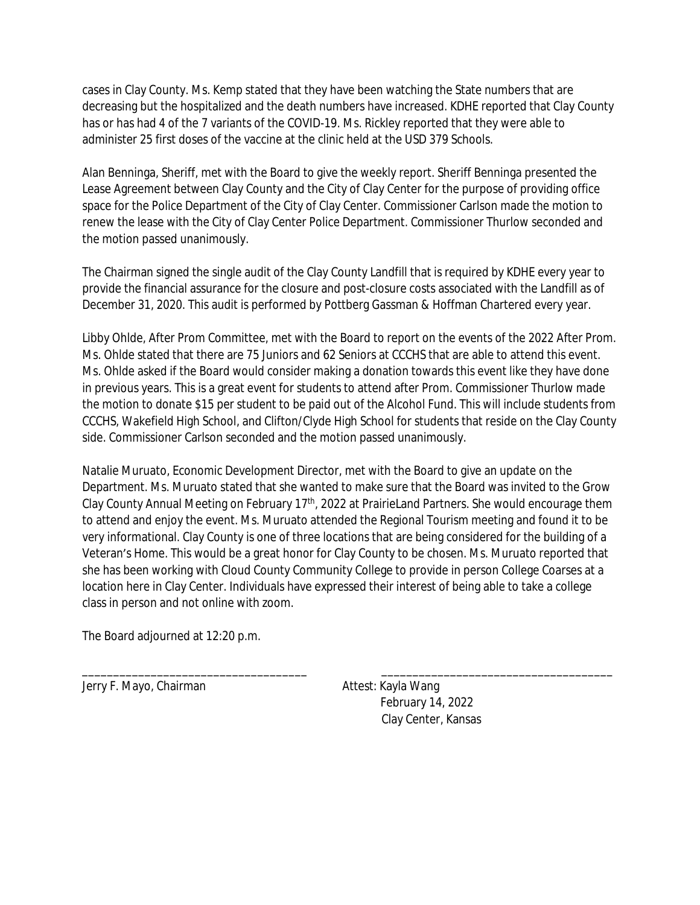cases in Clay County. Ms. Kemp stated that they have been watching the State numbers that are decreasing but the hospitalized and the death numbers have increased. KDHE reported that Clay County has or has had 4 of the 7 variants of the COVID-19. Ms. Rickley reported that they were able to administer 25 first doses of the vaccine at the clinic held at the USD 379 Schools.

Alan Benninga, Sheriff, met with the Board to give the weekly report. Sheriff Benninga presented the Lease Agreement between Clay County and the City of Clay Center for the purpose of providing office space for the Police Department of the City of Clay Center. Commissioner Carlson made the motion to renew the lease with the City of Clay Center Police Department. Commissioner Thurlow seconded and the motion passed unanimously.

The Chairman signed the single audit of the Clay County Landfill that is required by KDHE every year to provide the financial assurance for the closure and post-closure costs associated with the Landfill as of December 31, 2020. This audit is performed by Pottberg Gassman & Hoffman Chartered every year.

Libby Ohlde, After Prom Committee, met with the Board to report on the events of the 2022 After Prom. Ms. Ohlde stated that there are 75 Juniors and 62 Seniors at CCCHS that are able to attend this event. Ms. Ohlde asked if the Board would consider making a donation towards this event like they have done in previous years. This is a great event for students to attend after Prom. Commissioner Thurlow made the motion to donate $15 per student to be paid out of the Alcohol Fund. This will include students from CCCHS, Wakefield High School, and Clifton/Clyde High School for students that reside on the Clay County side. Commissioner Carlson seconded and the motion passed unanimously.

Natalie Muruato, Economic Development Director, met with the Board to give an update on the Department. Ms. Muruato stated that she wanted to make sure that the Board was invited to the Grow Clay County Annual Meeting on February 17th, 2022 at PrairieLand Partners. She would encourage them to attend and enjoy the event. Ms. Muruato attended the Regional Tourism meeting and found it to be very informational. Clay County is one of three locations that are being considered for the building of a Veteran's Home. This would be a great honor for Clay County to be chosen. Ms. Muruato reported that she has been working with Cloud County Community College to provide in person College Coarses at a location here in Clay Center. Individuals have expressed their interest of being able to take a college class in person and not online with zoom.

The Board adjourned at 12:20 p.m.

___________________________________ ___________________________________

Jerry F. Mayo, Chairman

Attest: Kayla Wang
February 14, 2022
Clay Center, Kansas